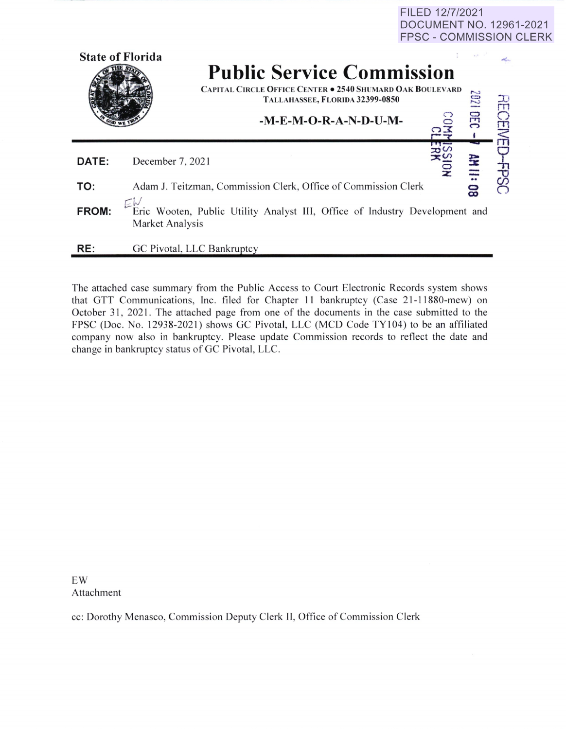FILED 12/7/2021
DOCUMENT NO. 12961-2021
FPSC - COMMISSION CLERK

**State of Florida**

# Public Service Commission

CAPITAL CIRCLE OFFICE CENTER • 2540 SHUMARD OAK BOULEVARD
TALLAHASSEE, FLORIDA 32399-0850

**-M-E-M-O-R-A-N-D-U-M-**

RECEIVED-FPSC 2021 DEC -7 AM 11:08 COMMISSION CLERK

**DATE:** December 7, 2021

**TO:** Adam J. Teitzman, Commission Clerk, Office of Commission Clerk

**FROM:** EW Eric Wooten, Public Utility Analyst III, Office of Industry Development and Market Analysis

**RE:** GC Pivotal, LLC Bankruptcy

The attached case summary from the Public Access to Court Electronic Records system shows that GTT Communications, Inc. filed for Chapter 11 bankruptcy (Case 21-11880-mew) on October 31, 2021. The attached page from one of the documents in the case submitted to the FPSC (Doc. No. 12938-2021) shows GC Pivotal, LLC (MCD Code TY104) to be an affiliated company now also in bankruptcy. Please update Commission records to reflect the date and change in bankruptcy status of GC Pivotal, LLC.

EW
Attachment

cc: Dorothy Menasco, Commission Deputy Clerk II, Office of Commission Clerk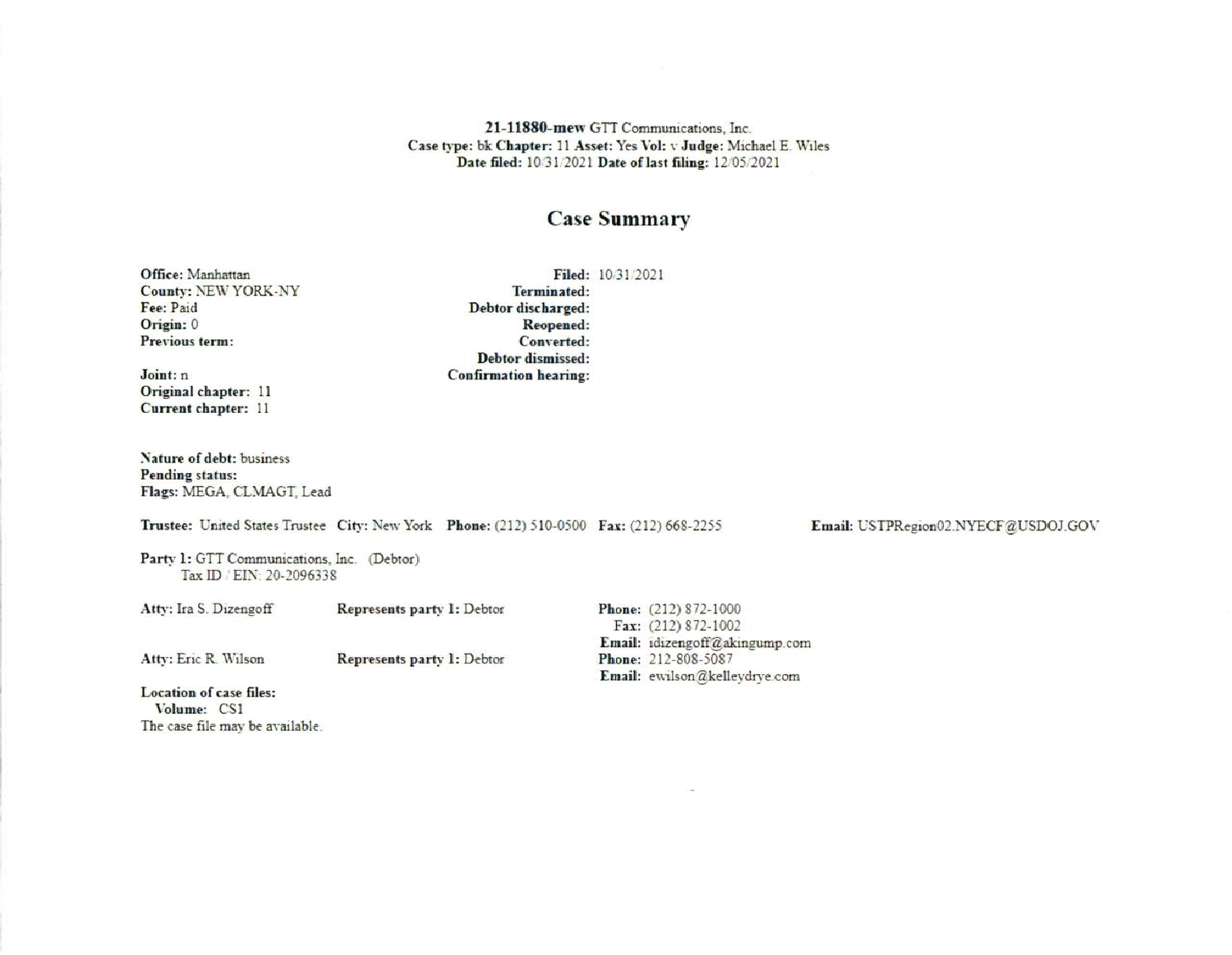**21-11880-mew** GTT Communications, Inc.
**Case type:** bk **Chapter:** 11 **Asset:** Yes **Vol:** v **Judge:** Michael E. Wiles
**Date filed:** 10/31/2021 **Date of last filing:** 12/05/2021

## Case Summary

**Office:** Manhattan
**County:** NEW YORK-NY
**Fee:** Paid
**Origin:** 0
**Previous term:**

**Joint:** n
**Original chapter:** 11
**Current chapter:** 11

**Filed:** 10/31/2021
**Terminated:**
**Debtor discharged:**
**Reopened:**
**Converted:**
**Debtor dismissed:**
**Confirmation hearing:**

**Nature of debt:** business
**Pending status:**
**Flags:** MEGA, CLMAGT, Lead

**Trustee:** United States Trustee **City:** New York **Phone:** (212) 510-0500 **Fax:** (212) 668-2255 **Email:** USTPRegion02.NYECF@USDOJ.GOV

**Party 1:** GTT Communications, Inc. (Debtor)
Tax ID / EIN: 20-2096338

**Atty:** Ira S. Dizengoff **Represents party 1:** Debtor
**Phone:** (212) 872-1000
**Fax:** (212) 872-1002
**Email:** idizengoff@akingump.com

**Atty:** Eric R. Wilson **Represents party 1:** Debtor
**Phone:** 212-808-5087
**Email:** ewilson@kelleydrye.com

**Location of case files:**
**Volume:** CS1
The case file may be available.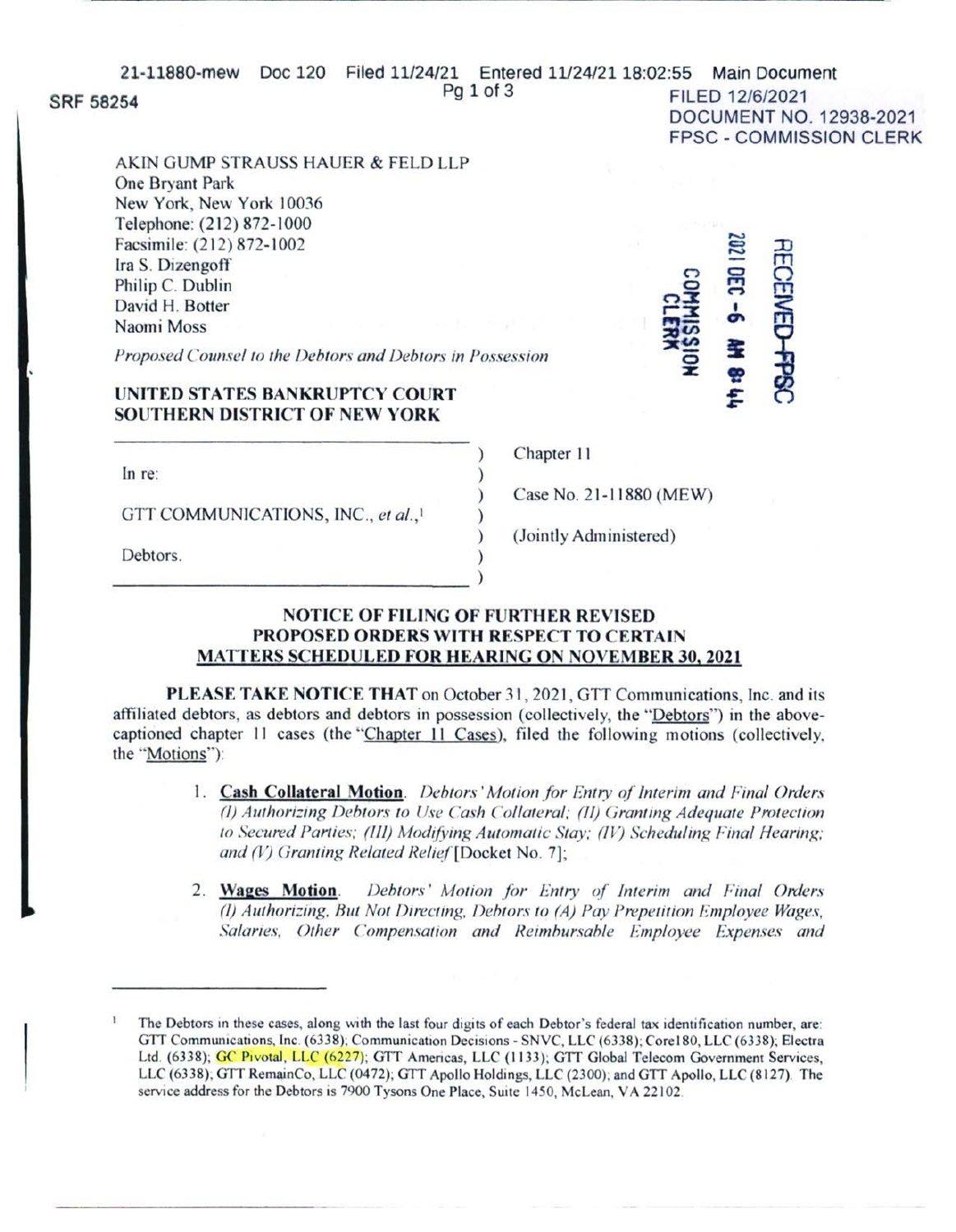SRF 58254

FILED 12/6/2021
DOCUMENT NO. 12938-2021
FPSC - COMMISSION CLERK

AKIN GUMP STRAUSS HAUER & FELD LLP
One Bryant Park
New York, New York 10036
Telephone: (212) 872-1000
Facsimile: (212) 872-1002
Ira S. Dizengoff
Philip C. Dublin
David H. Botter
Naomi Moss

*Proposed Counsel to the Debtors and Debtors in Possession*

RECEIVED-FPSC
2021 DEC -6 AM 8:44
COMMISSION CLERK

**UNITED STATES BANKRUPTCY COURT**
**SOUTHERN DISTRICT OF NEW YORK**

| | |
|---|---|
| In re: | Chapter 11 |
| GTT COMMUNICATIONS, INC., *et al.*,[1] | Case No. 21-11880 (MEW) |
| Debtors. | (Jointly Administered) |

## NOTICE OF FILING OF FURTHER REVISED PROPOSED ORDERS WITH RESPECT TO CERTAIN MATTERS SCHEDULED FOR HEARING ON NOVEMBER 30, 2021

**PLEASE TAKE NOTICE THAT** on October 31, 2021, GTT Communications, Inc. and its affiliated debtors, as debtors and debtors in possession (collectively, the "Debtors") in the above-captioned chapter 11 cases (the "Chapter 11 Cases), filed the following motions (collectively, the "Motions"):

1. **Cash Collateral Motion**. *Debtors' Motion for Entry of Interim and Final Orders (I) Authorizing Debtors to Use Cash Collateral; (II) Granting Adequate Protection to Secured Parties; (III) Modifying Automatic Stay; (IV) Scheduling Final Hearing; and (V) Granting Related Relief* [Docket No. 7];

2. **Wages Motion**. *Debtors' Motion for Entry of Interim and Final Orders (I) Authorizing, But Not Directing, Debtors to (A) Pay Prepetition Employee Wages, Salaries, Other Compensation and Reimbursable Employee Expenses and*

[1] The Debtors in these cases, along with the last four digits of each Debtor's federal tax identification number, are: GTT Communications, Inc. (6338); Communication Decisions - SNVC, LLC (6338); Core180, LLC (6338); Electra Ltd. (6338); GC Pivotal, LLC (6227); GTT Americas, LLC (1133); GTT Global Telecom Government Services, LLC (6338); GTT RemainCo, LLC (0472); GTT Apollo Holdings, LLC (2300); and GTT Apollo, LLC (8127). The service address for the Debtors is 7900 Tysons One Place, Suite 1450, McLean, VA 22102.